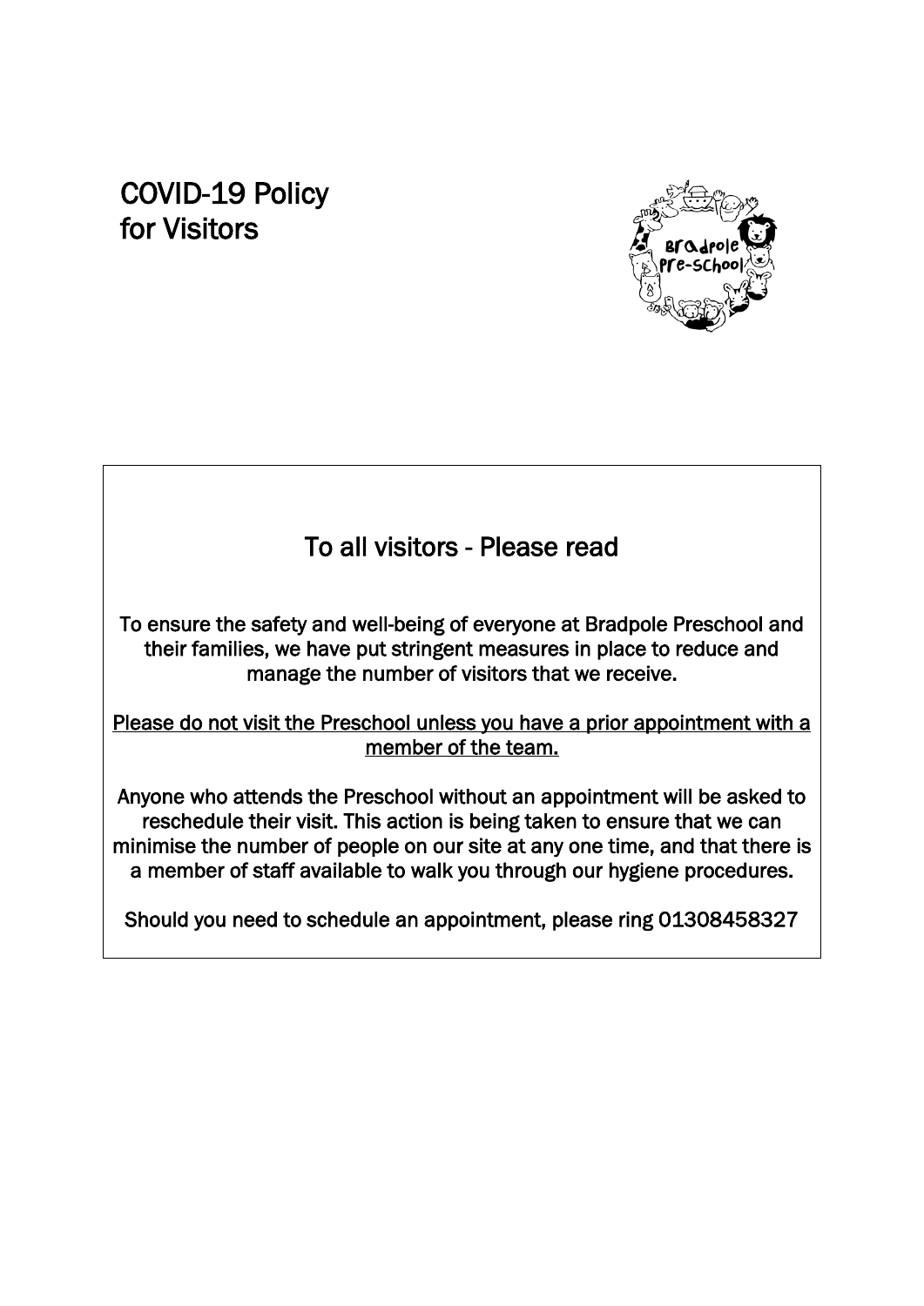# COVID-19 Policy for Visitors

## To all visitors - Please read

To ensure the safety and well-being of everyone at Bradpole Preschool and their families, we have put stringent measures in place to reduce and manage the number of visitors that we receive.

<u>Please do not visit the Preschool unless you have a prior appointment with a member of the team.</u>

Anyone who attends the Preschool without an appointment will be asked to reschedule their visit. This action is being taken to ensure that we can minimise the number of people on our site at any one time, and that there is a member of staff available to walk you through our hygiene procedures.

Should you need to schedule an appointment, please ring 01308458327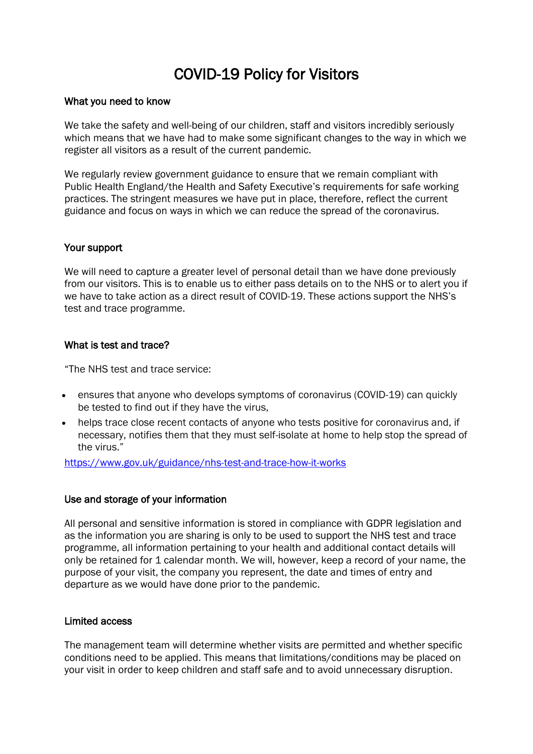# COVID-19 Policy for Visitors

## What you need to know

We take the safety and well-being of our children, staff and visitors incredibly seriously which means that we have had to make some significant changes to the way in which we register all visitors as a result of the current pandemic.

We regularly review government guidance to ensure that we remain compliant with Public Health England/the Health and Safety Executive's requirements for safe working practices. The stringent measures we have put in place, therefore, reflect the current guidance and focus on ways in which we can reduce the spread of the coronavirus.

## Your support

We will need to capture a greater level of personal detail than we have done previously from our visitors. This is to enable us to either pass details on to the NHS or to alert you if we have to take action as a direct result of COVID-19. These actions support the NHS's test and trace programme.

## What is test and trace?

"The NHS test and trace service:

- ensures that anyone who develops symptoms of coronavirus (COVID-19) can quickly be tested to find out if they have the virus,
- helps trace close recent contacts of anyone who tests positive for coronavirus and, if necessary, notifies them that they must self-isolate at home to help stop the spread of the virus."

https://www.gov.uk/guidance/nhs-test-and-trace-how-it-works

## Use and storage of your information

All personal and sensitive information is stored in compliance with GDPR legislation and as the information you are sharing is only to be used to support the NHS test and trace programme, all information pertaining to your health and additional contact details will only be retained for 1 calendar month. We will, however, keep a record of your name, the purpose of your visit, the company you represent, the date and times of entry and departure as we would have done prior to the pandemic.

## Limited access

The management team will determine whether visits are permitted and whether specific conditions need to be applied. This means that limitations/conditions may be placed on your visit in order to keep children and staff safe and to avoid unnecessary disruption.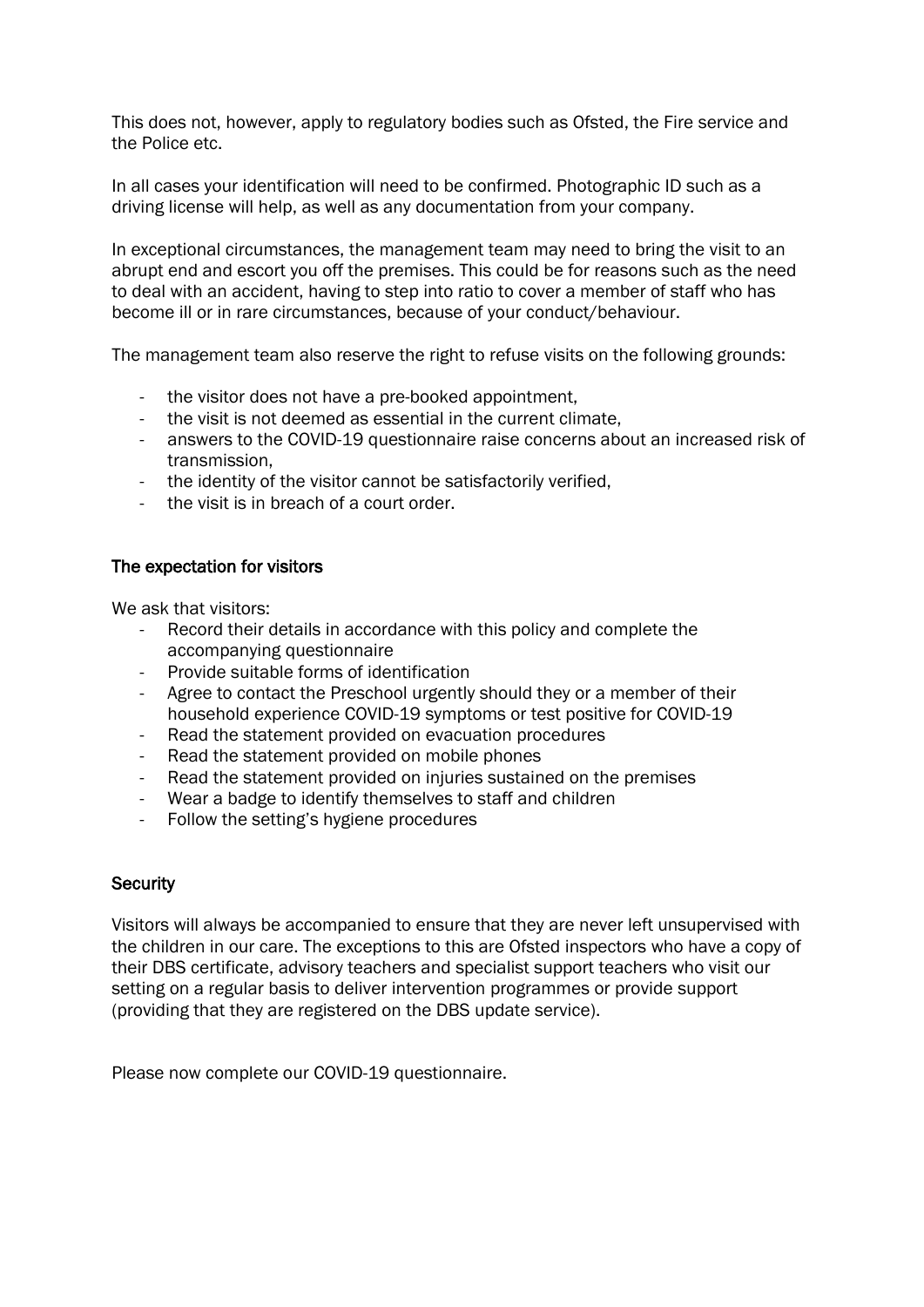This does not, however, apply to regulatory bodies such as Ofsted, the Fire service and the Police etc.

In all cases your identification will need to be confirmed. Photographic ID such as a driving license will help, as well as any documentation from your company.

In exceptional circumstances, the management team may need to bring the visit to an abrupt end and escort you off the premises. This could be for reasons such as the need to deal with an accident, having to step into ratio to cover a member of staff who has become ill or in rare circumstances, because of your conduct/behaviour.

The management team also reserve the right to refuse visits on the following grounds:

- the visitor does not have a pre-booked appointment,
- the visit is not deemed as essential in the current climate,
- answers to the COVID-19 questionnaire raise concerns about an increased risk of transmission,
- the identity of the visitor cannot be satisfactorily verified,
- the visit is in breach of a court order.

## The expectation for visitors

We ask that visitors:

- Record their details in accordance with this policy and complete the accompanying questionnaire
- Provide suitable forms of identification
- Agree to contact the Preschool urgently should they or a member of their household experience COVID-19 symptoms or test positive for COVID-19
- Read the statement provided on evacuation procedures
- Read the statement provided on mobile phones
- Read the statement provided on injuries sustained on the premises
- Wear a badge to identify themselves to staff and children
- Follow the setting's hygiene procedures

## Security

Visitors will always be accompanied to ensure that they are never left unsupervised with the children in our care. The exceptions to this are Ofsted inspectors who have a copy of their DBS certificate, advisory teachers and specialist support teachers who visit our setting on a regular basis to deliver intervention programmes or provide support (providing that they are registered on the DBS update service).

Please now complete our COVID-19 questionnaire.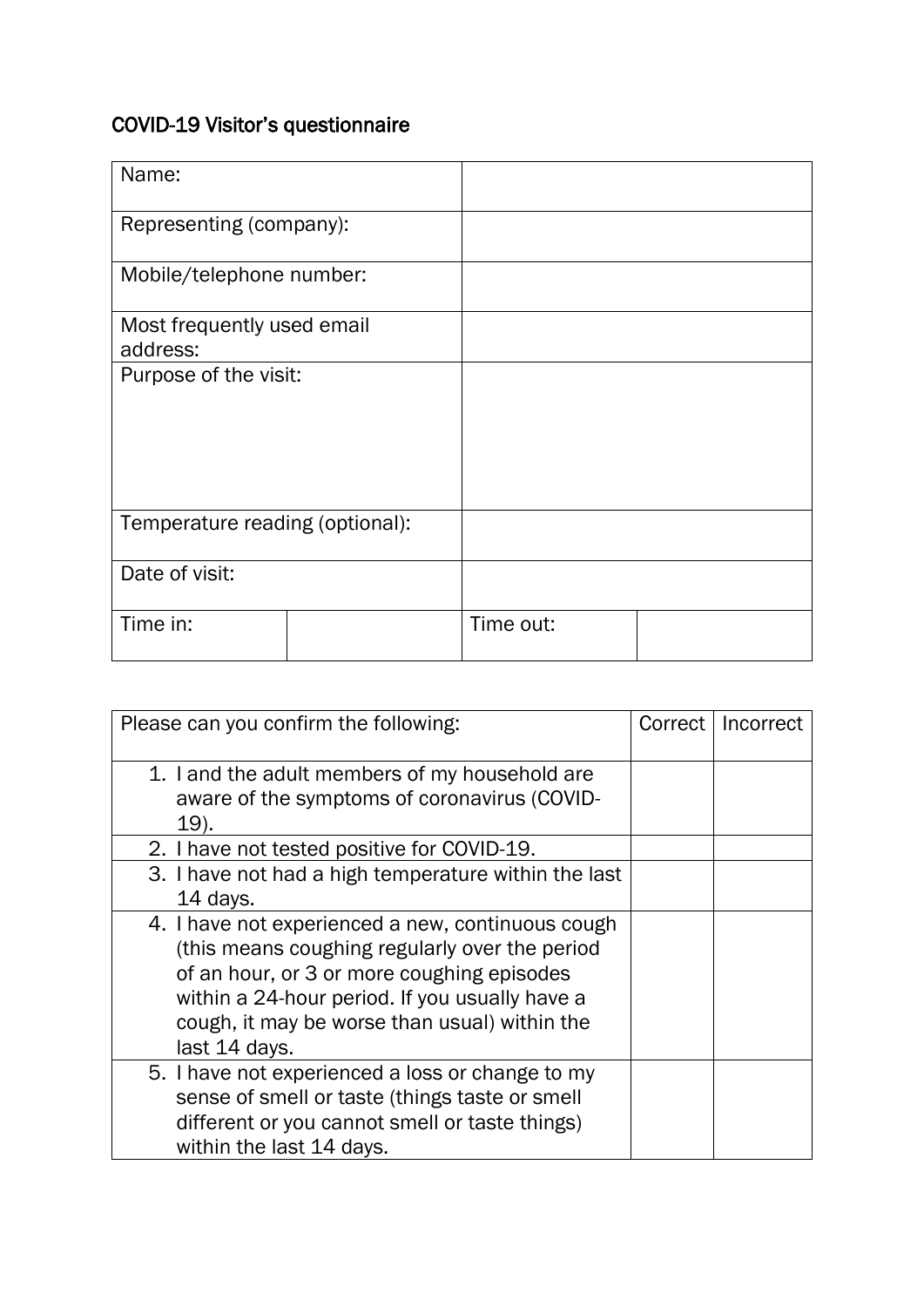# COVID-19 Visitor's questionnaire

| | | | |
|---|---|---|---|
| Name: | | | |
| Representing (company): | | | |
| Mobile/telephone number: | | | |
| Most frequently used email address: | | | |
| Purpose of the visit: | | | |
| Temperature reading (optional): | | | |
| Date of visit: | | | |
| Time in: | | Time out: | |

| Please can you confirm the following: | Correct | Incorrect |
|---|---|---|
| 1. I and the adult members of my household are aware of the symptoms of coronavirus (COVID-19). | | |
| 2. I have not tested positive for COVID-19. | | |
| 3. I have not had a high temperature within the last 14 days. | | |
| 4. I have not experienced a new, continuous cough (this means coughing regularly over the period of an hour, or 3 or more coughing episodes within a 24-hour period. If you usually have a cough, it may be worse than usual) within the last 14 days. | | |
| 5. I have not experienced a loss or change to my sense of smell or taste (things taste or smell different or you cannot smell or taste things) within the last 14 days. | | |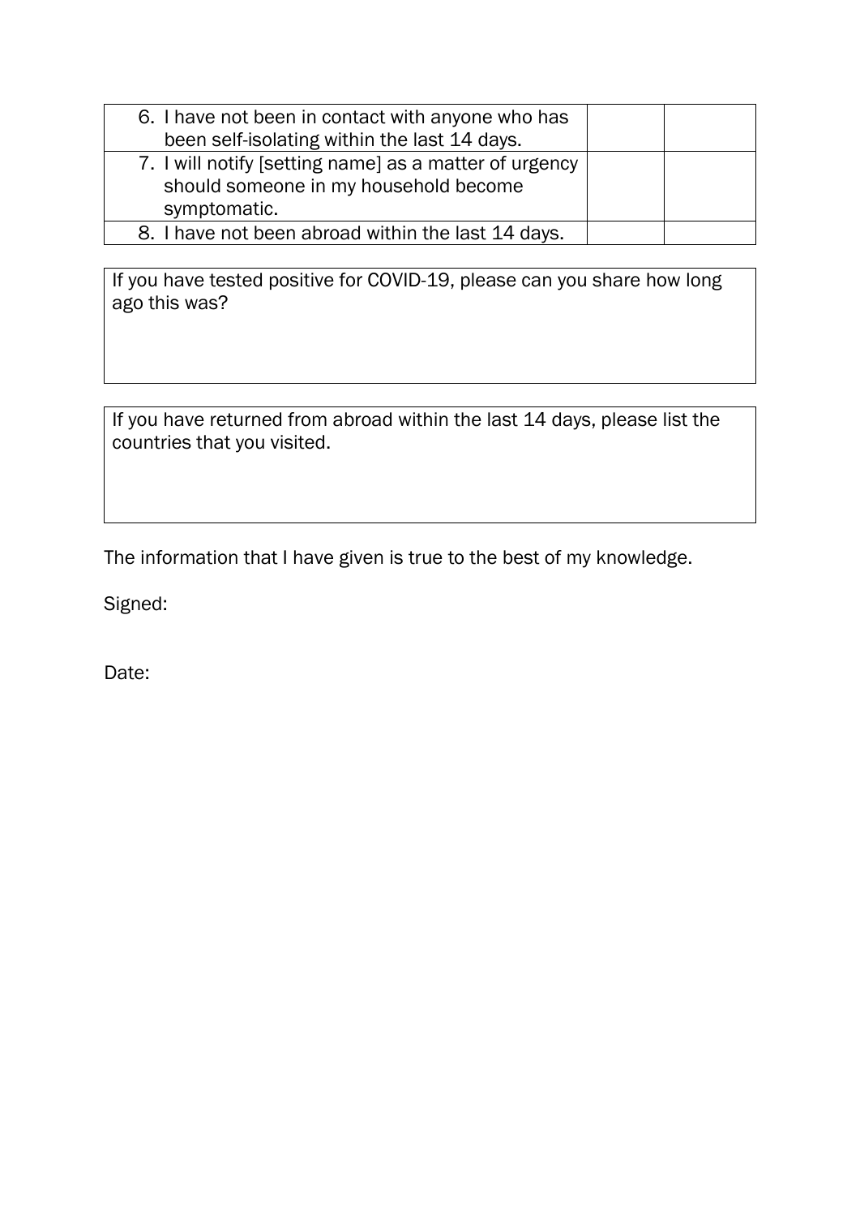| | | |
|---|---|---|
| 6. I have not been in contact with anyone who has been self-isolating within the last 14 days. | | |
| 7. I will notify [setting name] as a matter of urgency should someone in my household become symptomatic. | | |
| 8. I have not been abroad within the last 14 days. | | |

| |
|---|
| If you have tested positive for COVID-19, please can you share how long ago this was? |

| |
|---|
| If you have returned from abroad within the last 14 days, please list the countries that you visited. |

The information that I have given is true to the best of my knowledge.

Signed:

Date: